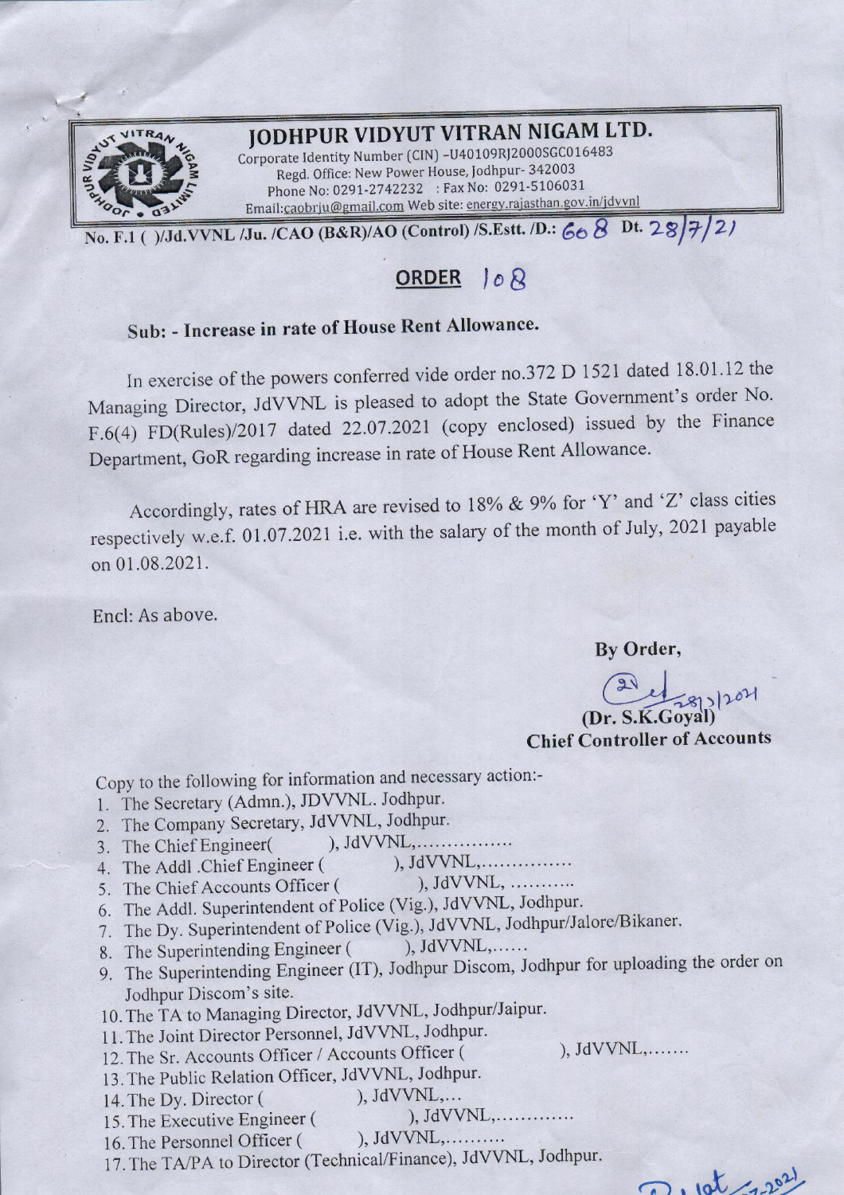# JODHPUR VIDYUT VITRAN NIGAM LTD.

Corporate Identity Number (CIN) -U40109RJ2000SGC016483
Regd. Office: New Power House, Jodhpur- 342003
Phone No: 0291-2742232 : Fax No: 0291-5106031
Email:caobrju@gmail.com Web site: energy.rajasthan.gov.in/jdvvnl

No. F.1 ( )/Jd.VVNL /Ju. /CAO (B&R)/AO (Control) /S.Estt. /D.: 608 Dt. 28/7/21

## ORDER 108

**Sub: - Increase in rate of House Rent Allowance.**

In exercise of the powers conferred vide order no.372 D 1521 dated 18.01.12 the Managing Director, JdVVNL is pleased to adopt the State Government's order No. F.6(4) FD(Rules)/2017 dated 22.07.2021 (copy enclosed) issued by the Finance Department, GoR regarding increase in rate of House Rent Allowance.

Accordingly, rates of HRA are revised to 18% & 9% for 'Y' and 'Z' class cities respectively w.e.f. 01.07.2021 i.e. with the salary of the month of July, 2021 payable on 01.08.2021.

Encl: As above.

**By Order,**

28/7/2021

**(Dr. S.K.Goyal)**
**Chief Controller of Accounts**

Copy to the following for information and necessary action:-

1. The Secretary (Admn.), JDVVNL. Jodhpur.
2. The Company Secretary, JdVVNL, Jodhpur.
3. The Chief Engineer( ), JdVVNL,...............
4. The Addl .Chief Engineer ( ), JdVVNL,...............
5. The Chief Accounts Officer ( ), JdVVNL, ..........
6. The Addl. Superintendent of Police (Vig.), JdVVNL, Jodhpur.
7. The Dy. Superintendent of Police (Vig.), JdVVNL, Jodhpur/Jalore/Bikaner.
8. The Superintending Engineer ( ), JdVVNL,......
9. The Superintending Engineer (IT), Jodhpur Discom, Jodhpur for uploading the order on Jodhpur Discom's site.
10. The TA to Managing Director, JdVVNL, Jodhpur/Jaipur.
11. The Joint Director Personnel, JdVVNL, Jodhpur.
12. The Sr. Accounts Officer / Accounts Officer ( ), JdVVNL,.......
13. The Public Relation Officer, JdVVNL, Jodhpur.
14. The Dy. Director ( ), JdVVNL,...
15. The Executive Engineer ( ), JdVVNL,............
16. The Personnel Officer ( ), JdVVNL,.........
17. The TA/PA to Director (Technical/Finance), JdVVNL, Jodhpur.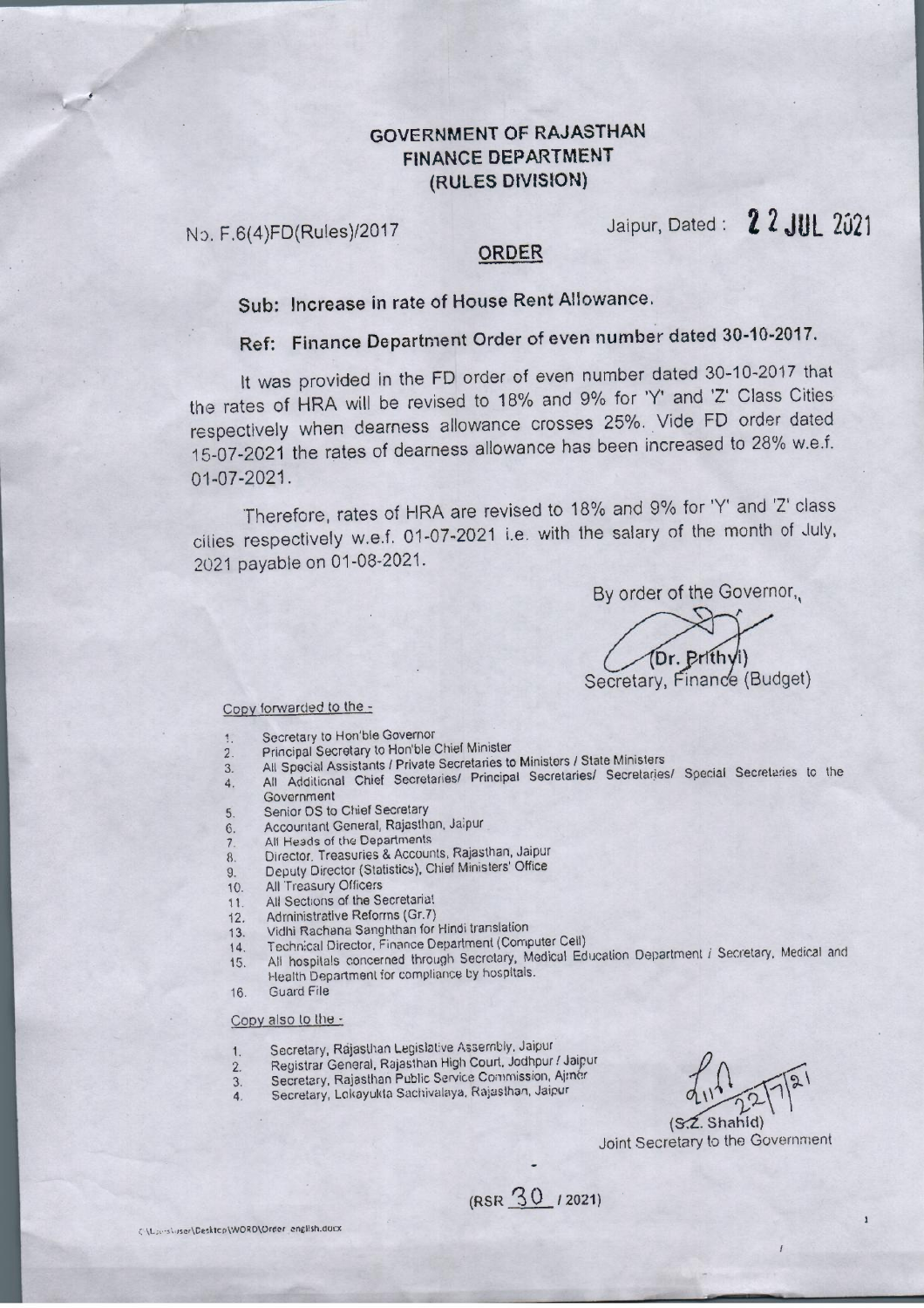# GOVERNMENT OF RAJASTHAN
## FINANCE DEPARTMENT
### (RULES DIVISION)

No. F.6(4)FD(Rules)/2017 — Jaipur, Dated: 22 JUL 2021

**ORDER**

**Sub: Increase in rate of House Rent Allowance.**

**Ref: Finance Department Order of even number dated 30-10-2017.**

It was provided in the FD order of even number dated 30-10-2017 that the rates of HRA will be revised to 18% and 9% for 'Y' and 'Z' Class Cities respectively when dearness allowance crosses 25%. Vide FD order dated 15-07-2021 the rates of dearness allowance has been increased to 28% w.e.f. 01-07-2021.

Therefore, rates of HRA are revised to 18% and 9% for 'Y' and 'Z' class cities respectively w.e.f. 01-07-2021 i.e. with the salary of the month of July, 2021 payable on 01-08-2021.

By order of the Governor,

(Dr. Prithvi)
Secretary, Finance (Budget)

Copy forwarded to the -

1. Secretary to Hon'ble Governor
2. Principal Secretary to Hon'ble Chief Minister
3. All Special Assistants / Private Secretaries to Ministers / State Ministers
4. All Additional Chief Secretaries/ Principal Secretaries/ Secretaries/ Special Secretaries to the Government
5. Senior DS to Chief Secretary
6. Accountant General, Rajasthan, Jaipur
7. All Heads of the Departments
8. Director, Treasuries & Accounts, Rajasthan, Jaipur
9. Deputy Director (Statistics), Chief Ministers' Office
10. All Treasury Officers
11. All Sections of the Secretariat
12. Administrative Reforms (Gr.7)
13. Vidhi Rachana Sanghthan for Hindi translation
14. Technical Director, Finance Department (Computer Cell)
15. All hospitals concerned through Secretary, Medical Education Department / Secretary, Medical and Health Department for compliance by hospitals.
16. Guard File

Copy also to the -

1. Secretary, Rajasthan Legislative Assembly, Jaipur
2. Registrar General, Rajasthan High Court, Jodhpur / Jaipur
3. Secretary, Rajasthan Public Service Commission, Ajmer
4. Secretary, Lokayukta Sachivalaya, Rajasthan, Jaipur

22/7/21
(S.Z. Shahid)
Joint Secretary to the Government

(RSR 30 / 2021)